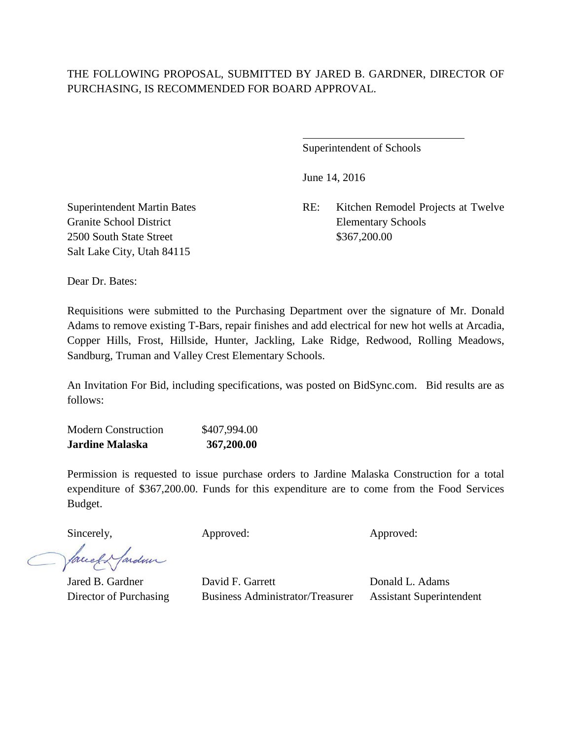THE FOLLOWING PROPOSAL, SUBMITTED BY JARED B. GARDNER, DIRECTOR OF PURCHASING, IS RECOMMENDED FOR BOARD APPROVAL.

\_\_\_\_\_\_\_\_\_\_\_\_\_\_\_\_\_\_\_\_\_\_\_\_\_\_\_\_\_\_

Superintendent of Schools

June 14, 2016

Superintendent Martin Bates
Granite School District
2500 South State Street
Salt Lake City, Utah 84115

RE: Kitchen Remodel Projects at Twelve Elementary Schools
$367,200.00

Dear Dr. Bates:

Requisitions were submitted to the Purchasing Department over the signature of Mr. Donald Adams to remove existing T-Bars, repair finishes and add electrical for new hot wells at Arcadia, Copper Hills, Frost, Hillside, Hunter, Jackling, Lake Ridge, Redwood, Rolling Meadows, Sandburg, Truman and Valley Crest Elementary Schools.

An Invitation For Bid, including specifications, was posted on BidSync.com. Bid results are as follows:

| | |
|---|---|
| Modern Construction | $407,994.00 |
| **Jardine Malaska** | **367,200.00** |

Permission is requested to issue purchase orders to Jardine Malaska Construction for a total expenditure of $367,200.00. Funds for this expenditure are to come from the Food Services Budget.

Sincerely,

Jared B. Gardner
Director of Purchasing

Approved:

David F. Garrett
Business Administrator/Treasurer

Approved:

Donald L. Adams
Assistant Superintendent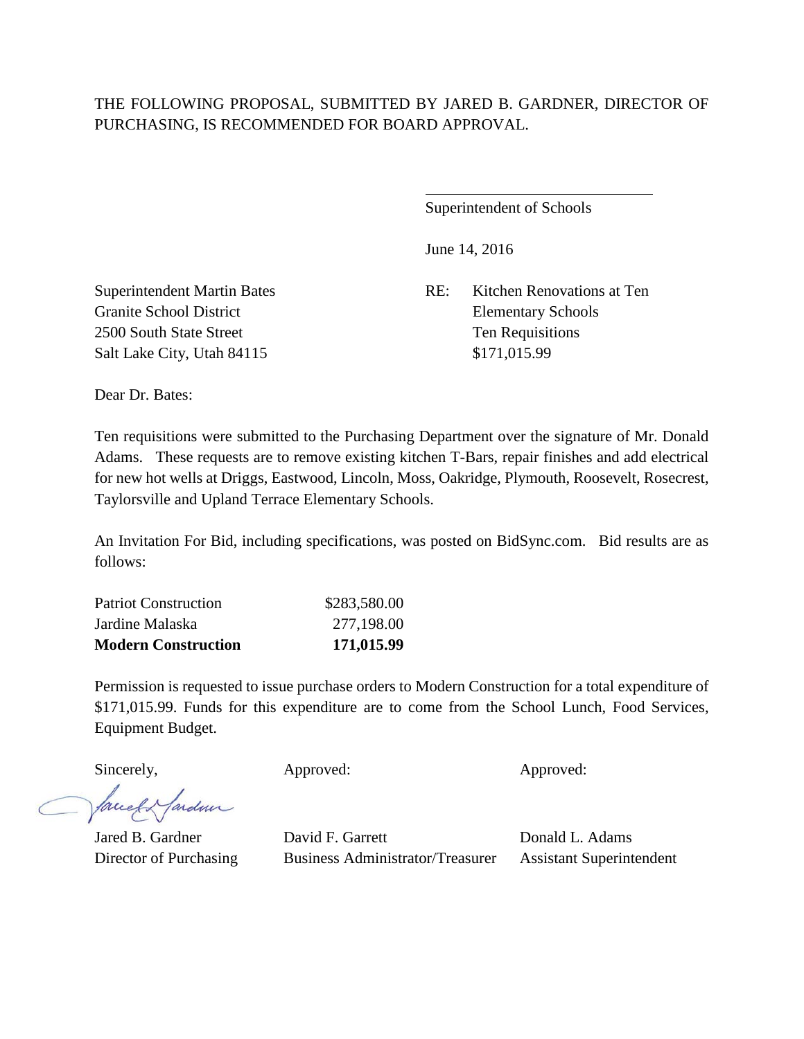THE FOLLOWING PROPOSAL, SUBMITTED BY JARED B. GARDNER, DIRECTOR OF PURCHASING, IS RECOMMENDED FOR BOARD APPROVAL.

Superintendent of Schools

June 14, 2016

Superintendent Martin Bates
Granite School District
2500 South State Street
Salt Lake City, Utah 84115

RE: Kitchen Renovations at Ten Elementary Schools
Ten Requisitions
$171,015.99

Dear Dr. Bates:

Ten requisitions were submitted to the Purchasing Department over the signature of Mr. Donald Adams. These requests are to remove existing kitchen T-Bars, repair finishes and add electrical for new hot wells at Driggs, Eastwood, Lincoln, Moss, Oakridge, Plymouth, Roosevelt, Rosecrest, Taylorsville and Upland Terrace Elementary Schools.

An Invitation For Bid, including specifications, was posted on BidSync.com. Bid results are as follows:

| | |
|---|---|
| Patriot Construction | $283,580.00 |
| Jardine Malaska | 277,198.00 |
| **Modern Construction** | **171,015.99** |

Permission is requested to issue purchase orders to Modern Construction for a total expenditure of $171,015.99. Funds for this expenditure are to come from the School Lunch, Food Services, Equipment Budget.

Sincerely,

Jared B. Gardner
Director of Purchasing

Approved:

David F. Garrett
Business Administrator/Treasurer

Approved:

Donald L. Adams
Assistant Superintendent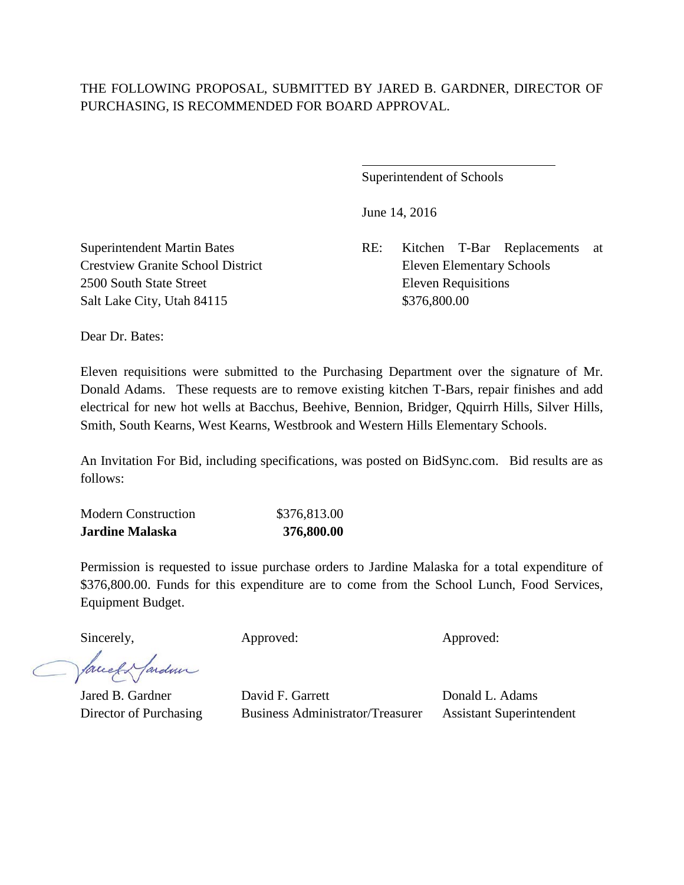THE FOLLOWING PROPOSAL, SUBMITTED BY JARED B. GARDNER, DIRECTOR OF PURCHASING, IS RECOMMENDED FOR BOARD APPROVAL.

\_\_\_\_\_\_\_\_\_\_\_\_\_\_\_\_\_\_\_\_\_\_\_\_\_\_\_\_\_\_

Superintendent of Schools

June 14, 2016

Superintendent Martin Bates
Crestview Granite School District
2500 South State Street
Salt Lake City, Utah 84115

RE: Kitchen T-Bar Replacements at Eleven Elementary Schools
Eleven Requisitions
$376,800.00

Dear Dr. Bates:

Eleven requisitions were submitted to the Purchasing Department over the signature of Mr. Donald Adams. These requests are to remove existing kitchen T-Bars, repair finishes and add electrical for new hot wells at Bacchus, Beehive, Bennion, Bridger, Qquirrh Hills, Silver Hills, Smith, South Kearns, West Kearns, Westbrook and Western Hills Elementary Schools.

An Invitation For Bid, including specifications, was posted on BidSync.com. Bid results are as follows:

| | |
|---|---|
| Modern Construction | $376,813.00 |
| **Jardine Malaska** | **376,800.00** |

Permission is requested to issue purchase orders to Jardine Malaska for a total expenditure of $376,800.00. Funds for this expenditure are to come from the School Lunch, Food Services, Equipment Budget.

| Sincerely, | Approved: | Approved: |
|---|---|---|
| Jared B. Gardner | David F. Garrett | Donald L. Adams |
| Director of Purchasing | Business Administrator/Treasurer | Assistant Superintendent |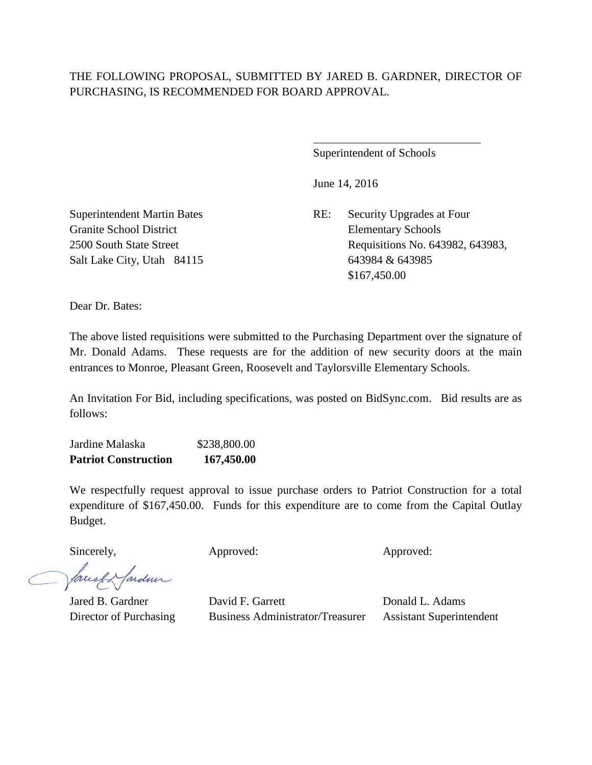THE FOLLOWING PROPOSAL, SUBMITTED BY JARED B. GARDNER, DIRECTOR OF PURCHASING, IS RECOMMENDED FOR BOARD APPROVAL.

\_\_\_\_\_\_\_\_\_\_\_\_\_\_\_\_\_\_\_\_\_\_\_\_\_\_\_\_

Superintendent of Schools

June 14, 2016

Superintendent Martin Bates
Granite School District
2500 South State Street
Salt Lake City, Utah 84115

RE: Security Upgrades at Four Elementary Schools
Requisitions No. 643982, 643983, 643984 & 643985
$167,450.00

Dear Dr. Bates:

The above listed requisitions were submitted to the Purchasing Department over the signature of Mr. Donald Adams. These requests are for the addition of new security doors at the main entrances to Monroe, Pleasant Green, Roosevelt and Taylorsville Elementary Schools.

An Invitation For Bid, including specifications, was posted on BidSync.com. Bid results are as follows:

| | |
|---|---|
| Jardine Malaska | $238,800.00 |
| **Patriot Construction** | **167,450.00** |

We respectfully request approval to issue purchase orders to Patriot Construction for a total expenditure of $167,450.00. Funds for this expenditure are to come from the Capital Outlay Budget.

Sincerely,

Jared B. Gardner
Director of Purchasing

Approved:

David F. Garrett
Business Administrator/Treasurer

Approved:

Donald L. Adams
Assistant Superintendent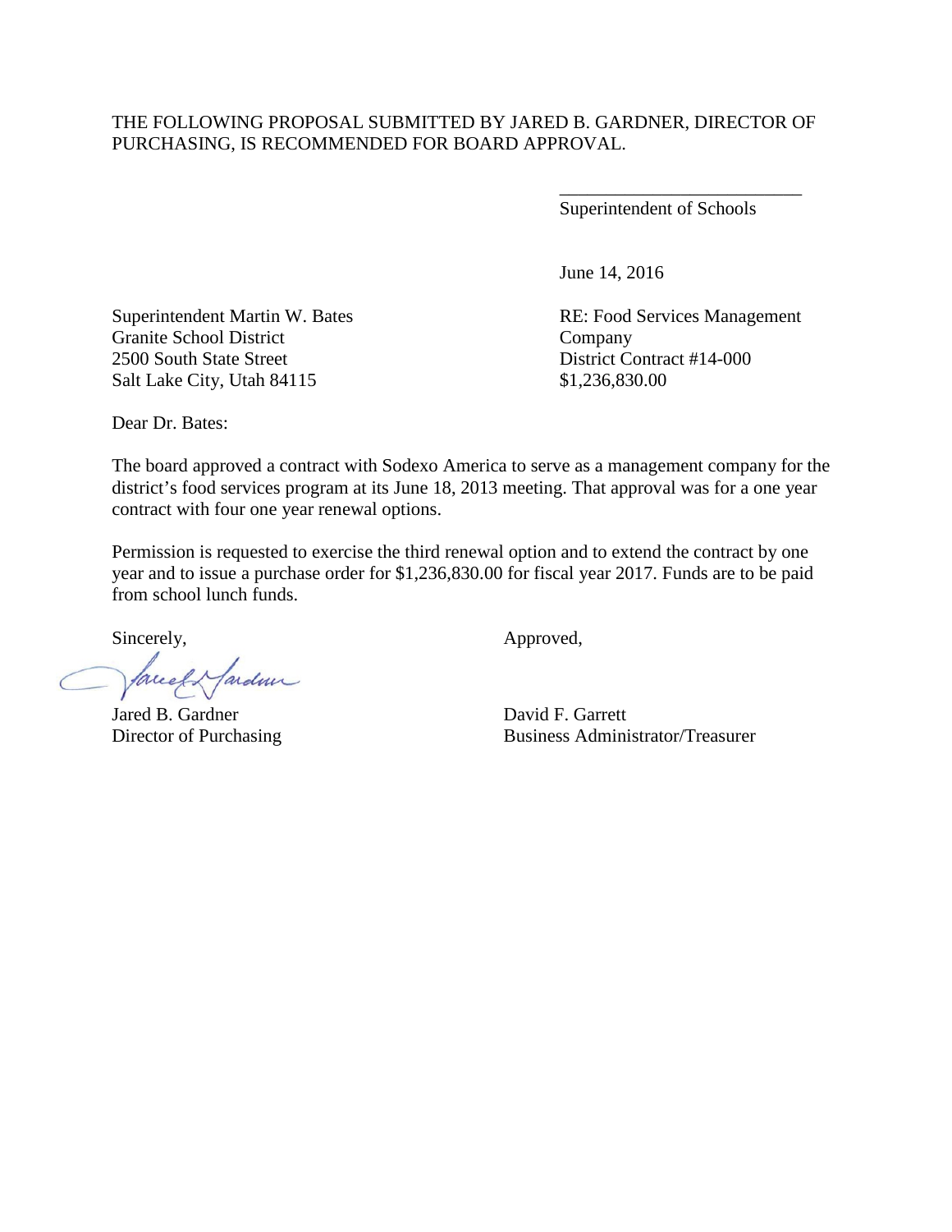THE FOLLOWING PROPOSAL SUBMITTED BY JARED B. GARDNER, DIRECTOR OF PURCHASING, IS RECOMMENDED FOR BOARD APPROVAL.

\_\_\_\_\_\_\_\_\_\_\_\_\_\_\_\_\_\_\_\_\_\_\_\_\_\_
Superintendent of Schools

June 14, 2016

Superintendent Martin W. Bates
Granite School District
2500 South State Street
Salt Lake City, Utah 84115

RE: Food Services Management Company
District Contract #14-000
$1,236,830.00

Dear Dr. Bates:

The board approved a contract with Sodexo America to serve as a management company for the district's food services program at its June 18, 2013 meeting. That approval was for a one year contract with four one year renewal options.

Permission is requested to exercise the third renewal option and to extend the contract by one year and to issue a purchase order for $1,236,830.00 for fiscal year 2017. Funds are to be paid from school lunch funds.

Sincerely,

Jared B. Gardner
Director of Purchasing

Approved,

David F. Garrett
Business Administrator/Treasurer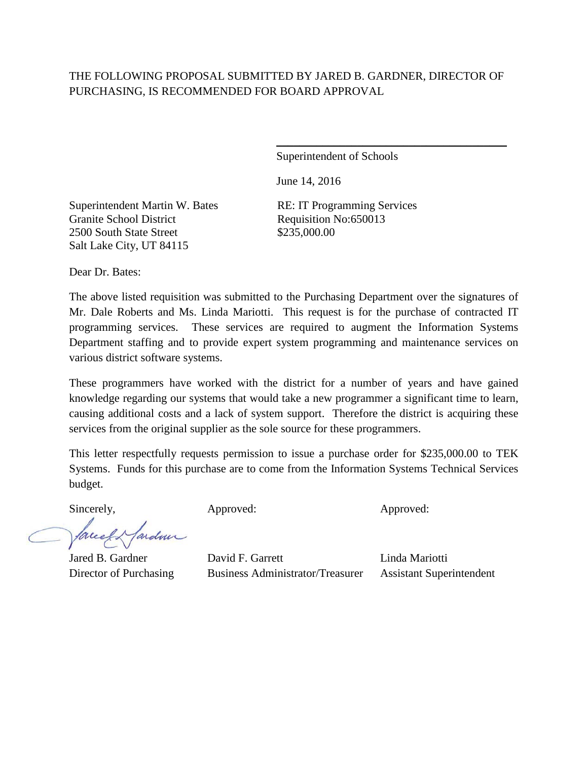THE FOLLOWING PROPOSAL SUBMITTED BY JARED B. GARDNER, DIRECTOR OF PURCHASING, IS RECOMMENDED FOR BOARD APPROVAL

\_\_\_\_\_\_\_\_\_\_\_\_\_\_\_\_\_\_\_\_\_\_\_\_\_\_\_\_\_\_\_\_\_\_\_\_

Superintendent of Schools

June 14, 2016

Superintendent Martin W. Bates
Granite School District
2500 South State Street
Salt Lake City, UT 84115

RE: IT Programming Services
Requisition No:650013
$235,000.00

Dear Dr. Bates:

The above listed requisition was submitted to the Purchasing Department over the signatures of Mr. Dale Roberts and Ms. Linda Mariotti. This request is for the purchase of contracted IT programming services. These services are required to augment the Information Systems Department staffing and to provide expert system programming and maintenance services on various district software systems.

These programmers have worked with the district for a number of years and have gained knowledge regarding our systems that would take a new programmer a significant time to learn, causing additional costs and a lack of system support. Therefore the district is acquiring these services from the original supplier as the sole source for these programmers.

This letter respectfully requests permission to issue a purchase order for $235,000.00 to TEK Systems. Funds for this purchase are to come from the Information Systems Technical Services budget.

| | | |
|---|---|---|
| Sincerely, | Approved: | Approved: |
| Jared B. Gardner | David F. Garrett | Linda Mariotti |
| Director of Purchasing | Business Administrator/Treasurer | Assistant Superintendent |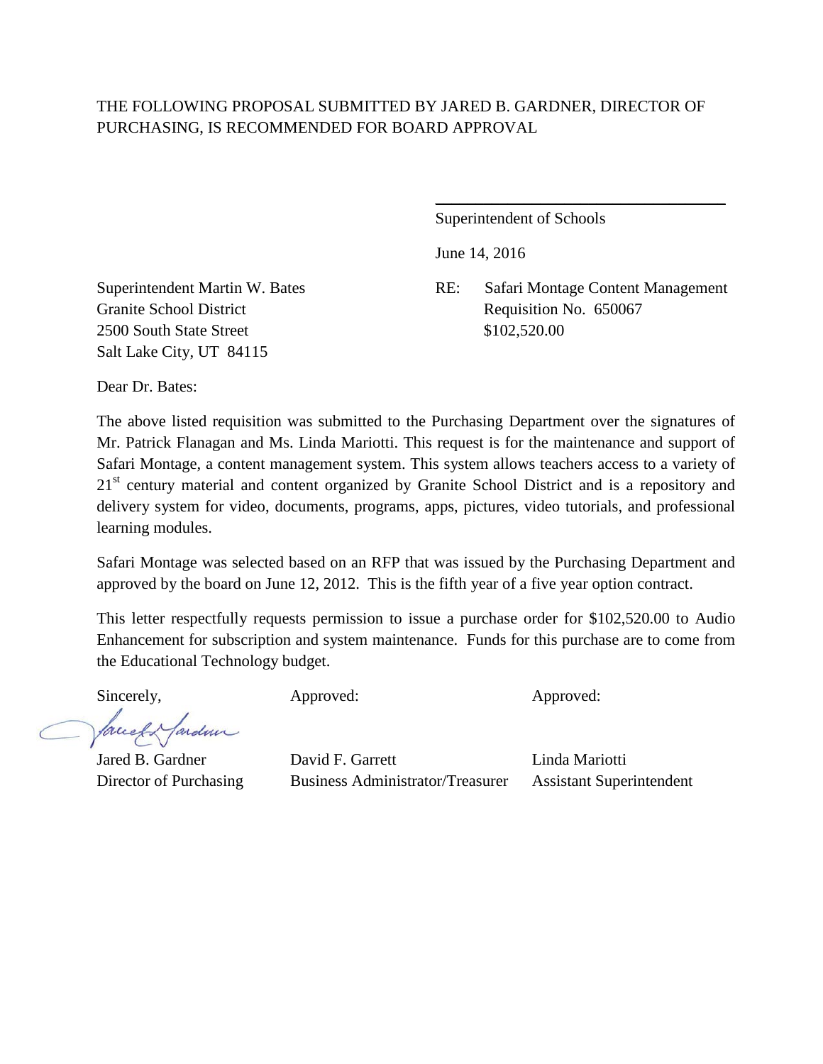THE FOLLOWING PROPOSAL SUBMITTED BY JARED B. GARDNER, DIRECTOR OF PURCHASING, IS RECOMMENDED FOR BOARD APPROVAL

\_\_\_\_\_\_\_\_\_\_\_\_\_\_\_\_\_\_\_\_\_\_\_\_\_\_\_\_\_\_\_\_\_\_

Superintendent of Schools

June 14, 2016

Superintendent Martin W. Bates
Granite School District
2500 South State Street
Salt Lake City, UT 84115

RE: Safari Montage Content Management
Requisition No. 650067
$102,520.00

Dear Dr. Bates:

The above listed requisition was submitted to the Purchasing Department over the signatures of Mr. Patrick Flanagan and Ms. Linda Mariotti. This request is for the maintenance and support of Safari Montage, a content management system. This system allows teachers access to a variety of 21st century material and content organized by Granite School District and is a repository and delivery system for video, documents, programs, apps, pictures, video tutorials, and professional learning modules.

Safari Montage was selected based on an RFP that was issued by the Purchasing Department and approved by the board on June 12, 2012. This is the fifth year of a five year option contract.

This letter respectfully requests permission to issue a purchase order for $102,520.00 to Audio Enhancement for subscription and system maintenance. Funds for this purchase are to come from the Educational Technology budget.

| Sincerely, | Approved: | Approved: |
| --- | --- | --- |
| Jared B. Gardner | David F. Garrett | Linda Mariotti |
| Director of Purchasing | Business Administrator/Treasurer | Assistant Superintendent |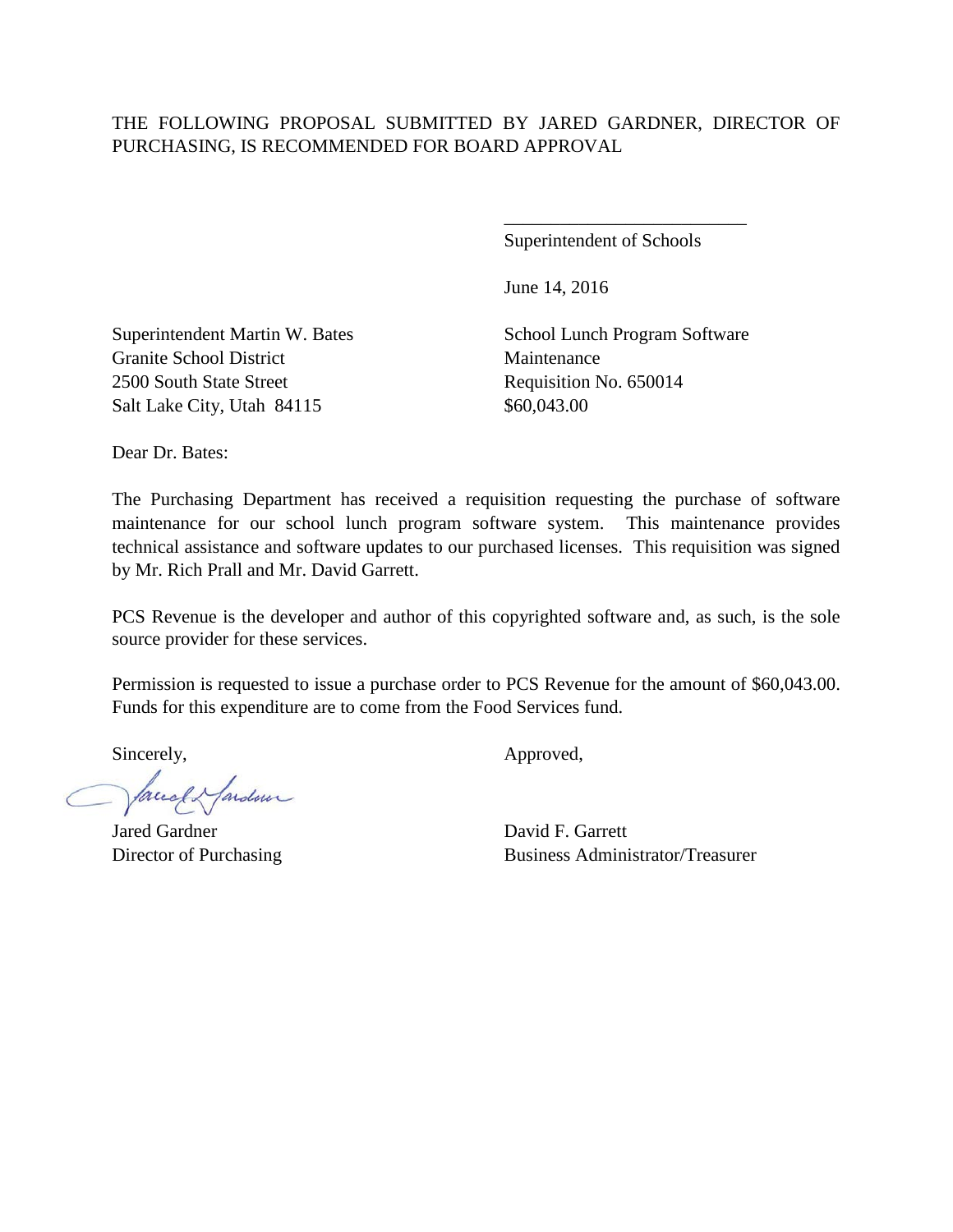THE FOLLOWING PROPOSAL SUBMITTED BY JARED GARDNER, DIRECTOR OF PURCHASING, IS RECOMMENDED FOR BOARD APPROVAL

\_\_\_\_\_\_\_\_\_\_\_\_\_\_\_\_\_\_\_\_\_\_\_\_\_\_
Superintendent of Schools

June 14, 2016

Superintendent Martin W. Bates
Granite School District
2500 South State Street
Salt Lake City, Utah 84115

School Lunch Program Software Maintenance
Requisition No. 650014
$60,043.00

Dear Dr. Bates:

The Purchasing Department has received a requisition requesting the purchase of software maintenance for our school lunch program software system. This maintenance provides technical assistance and software updates to our purchased licenses. This requisition was signed by Mr. Rich Prall and Mr. David Garrett.

PCS Revenue is the developer and author of this copyrighted software and, as such, is the sole source provider for these services.

Permission is requested to issue a purchase order to PCS Revenue for the amount of $60,043.00. Funds for this expenditure are to come from the Food Services fund.

Sincerely,

Jared Gardner
Director of Purchasing

Approved,

David F. Garrett
Business Administrator/Treasurer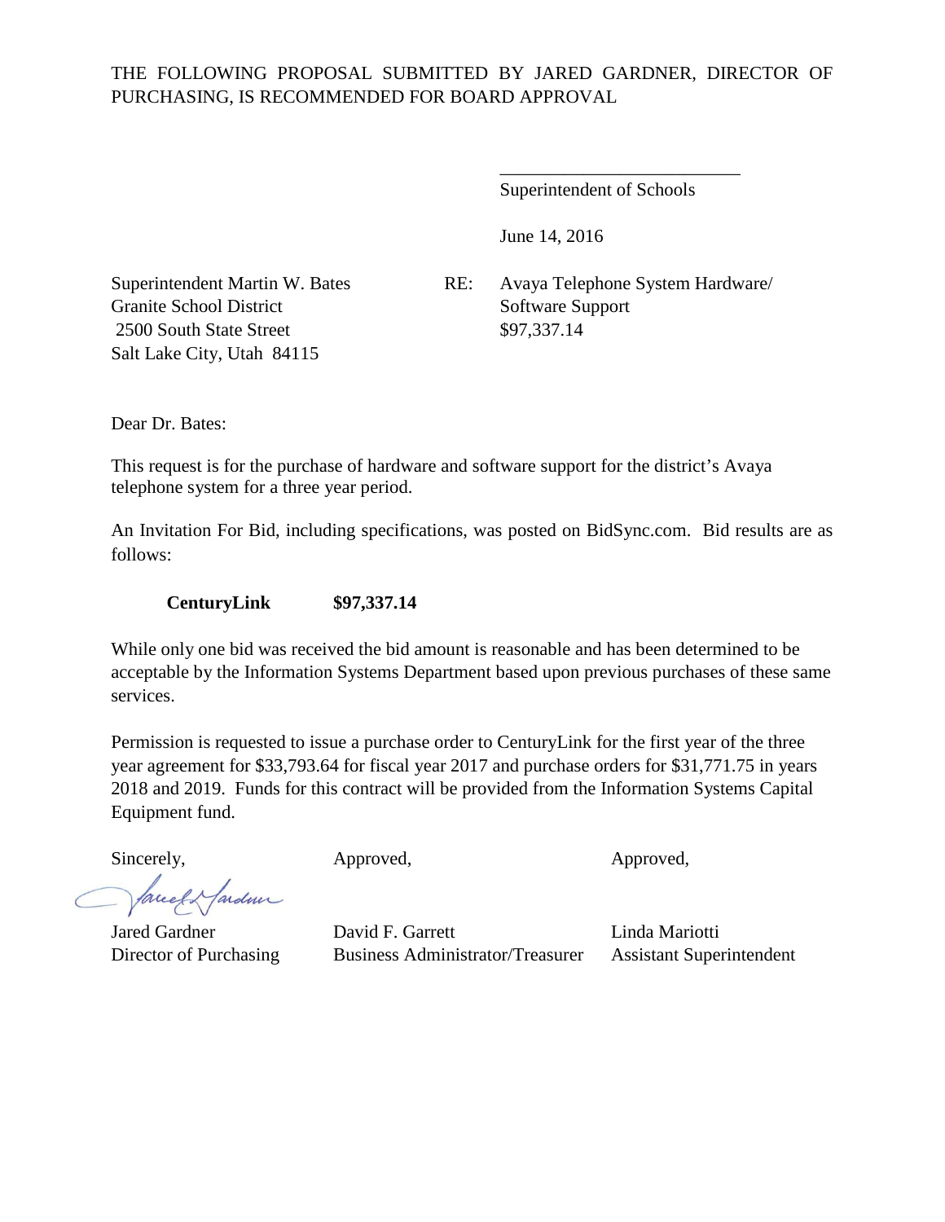THE FOLLOWING PROPOSAL SUBMITTED BY JARED GARDNER, DIRECTOR OF PURCHASING, IS RECOMMENDED FOR BOARD APPROVAL

\_\_\_\_\_\_\_\_\_\_\_\_\_\_\_\_\_\_\_\_\_\_\_\_\_\_
Superintendent of Schools

June 14, 2016

Superintendent Martin W. Bates
Granite School District
2500 South State Street
Salt Lake City, Utah 84115

RE: Avaya Telephone System Hardware/ Software Support
$97,337.14

Dear Dr. Bates:

This request is for the purchase of hardware and software support for the district's Avaya telephone system for a three year period.

An Invitation For Bid, including specifications, was posted on BidSync.com. Bid results are as follows:

**CenturyLink** **$97,337.14**

While only one bid was received the bid amount is reasonable and has been determined to be acceptable by the Information Systems Department based upon previous purchases of these same services.

Permission is requested to issue a purchase order to CenturyLink for the first year of the three year agreement for $33,793.64 for fiscal year 2017 and purchase orders for $31,771.75 in years 2018 and 2019. Funds for this contract will be provided from the Information Systems Capital Equipment fund.

| | | |
|---|---|---|
| Sincerely, | Approved, | Approved, |
| Jared Gardner | David F. Garrett | Linda Mariotti |
| Director of Purchasing | Business Administrator/Treasurer | Assistant Superintendent |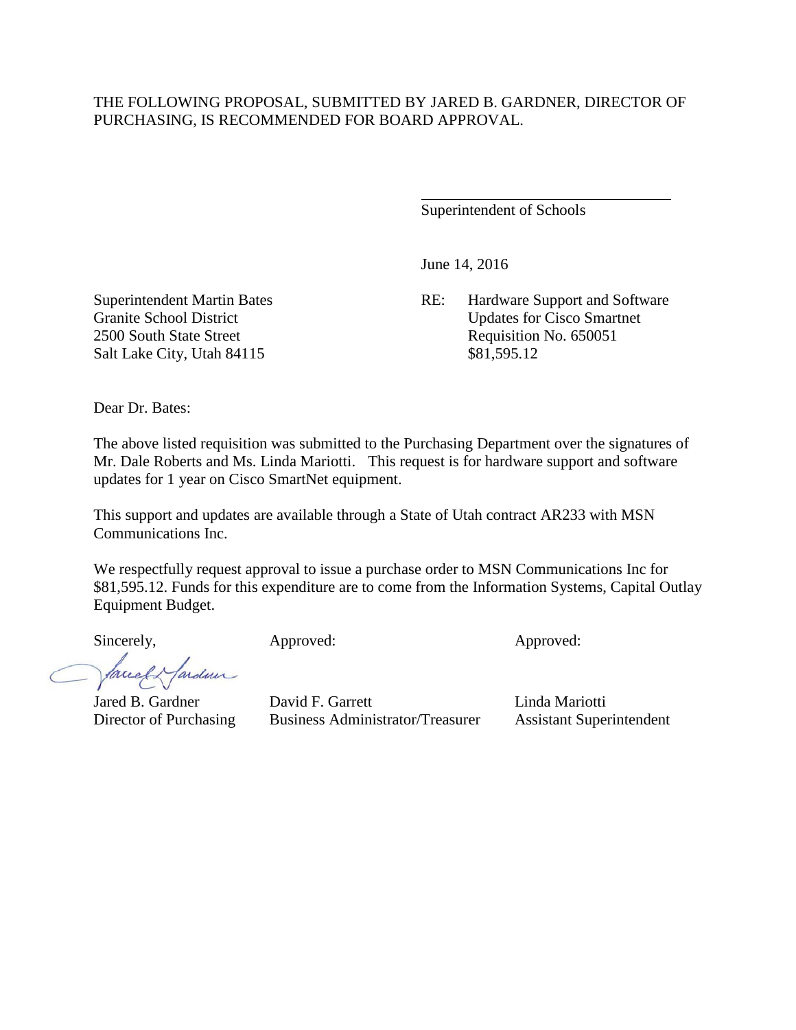THE FOLLOWING PROPOSAL, SUBMITTED BY JARED B. GARDNER, DIRECTOR OF PURCHASING, IS RECOMMENDED FOR BOARD APPROVAL.

\_\_\_\_\_\_\_\_\_\_\_\_\_\_\_\_\_\_\_\_\_\_\_\_\_\_\_\_\_\_\_\_\_\_

Superintendent of Schools

June 14, 2016

Superintendent Martin Bates
Granite School District
2500 South State Street
Salt Lake City, Utah 84115

RE: Hardware Support and Software Updates for Cisco Smartnet
Requisition No. 650051
$81,595.12

Dear Dr. Bates:

The above listed requisition was submitted to the Purchasing Department over the signatures of Mr. Dale Roberts and Ms. Linda Mariotti. This request is for hardware support and software updates for 1 year on Cisco SmartNet equipment.

This support and updates are available through a State of Utah contract AR233 with MSN Communications Inc.

We respectfully request approval to issue a purchase order to MSN Communications Inc for $81,595.12. Funds for this expenditure are to come from the Information Systems, Capital Outlay Equipment Budget.

| Sincerely, | Approved: | Approved: |
|---|---|---|
| Jared B. Gardner | David F. Garrett | Linda Mariotti |
| Director of Purchasing | Business Administrator/Treasurer | Assistant Superintendent |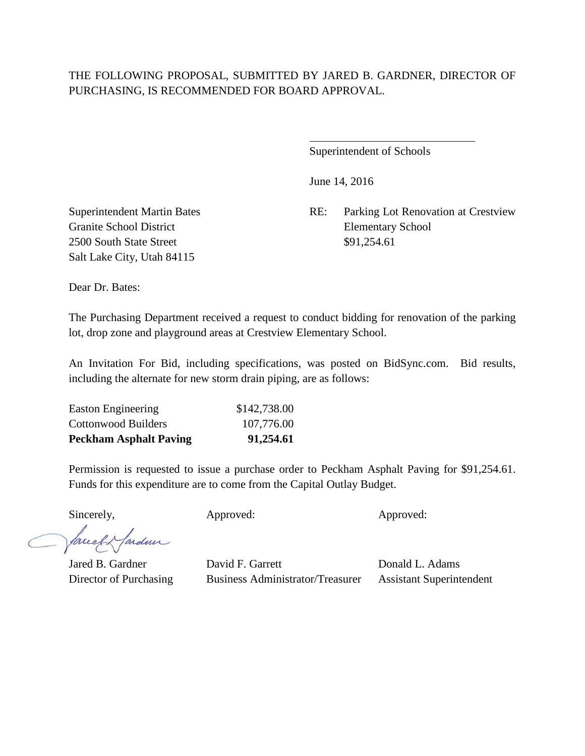THE FOLLOWING PROPOSAL, SUBMITTED BY JARED B. GARDNER, DIRECTOR OF PURCHASING, IS RECOMMENDED FOR BOARD APPROVAL.

\_\_\_\_\_\_\_\_\_\_\_\_\_\_\_\_\_\_\_\_\_\_\_\_\_\_\_\_\_\_

Superintendent of Schools

June 14, 2016

Superintendent Martin Bates
Granite School District
2500 South State Street
Salt Lake City, Utah 84115

RE: Parking Lot Renovation at Crestview Elementary School
$91,254.61

Dear Dr. Bates:

The Purchasing Department received a request to conduct bidding for renovation of the parking lot, drop zone and playground areas at Crestview Elementary School.

An Invitation For Bid, including specifications, was posted on BidSync.com. Bid results, including the alternate for new storm drain piping, are as follows:

| | |
|---|---:|
| Easton Engineering | $142,738.00 |
| Cottonwood Builders | 107,776.00 |
| **Peckham Asphalt Paving** | **91,254.61** |

Permission is requested to issue a purchase order to Peckham Asphalt Paving for $91,254.61. Funds for this expenditure are to come from the Capital Outlay Budget.

| Sincerely, | Approved: | Approved: |
|---|---|---|
| Jared B. Gardner | David F. Garrett | Donald L. Adams |
| Director of Purchasing | Business Administrator/Treasurer | Assistant Superintendent |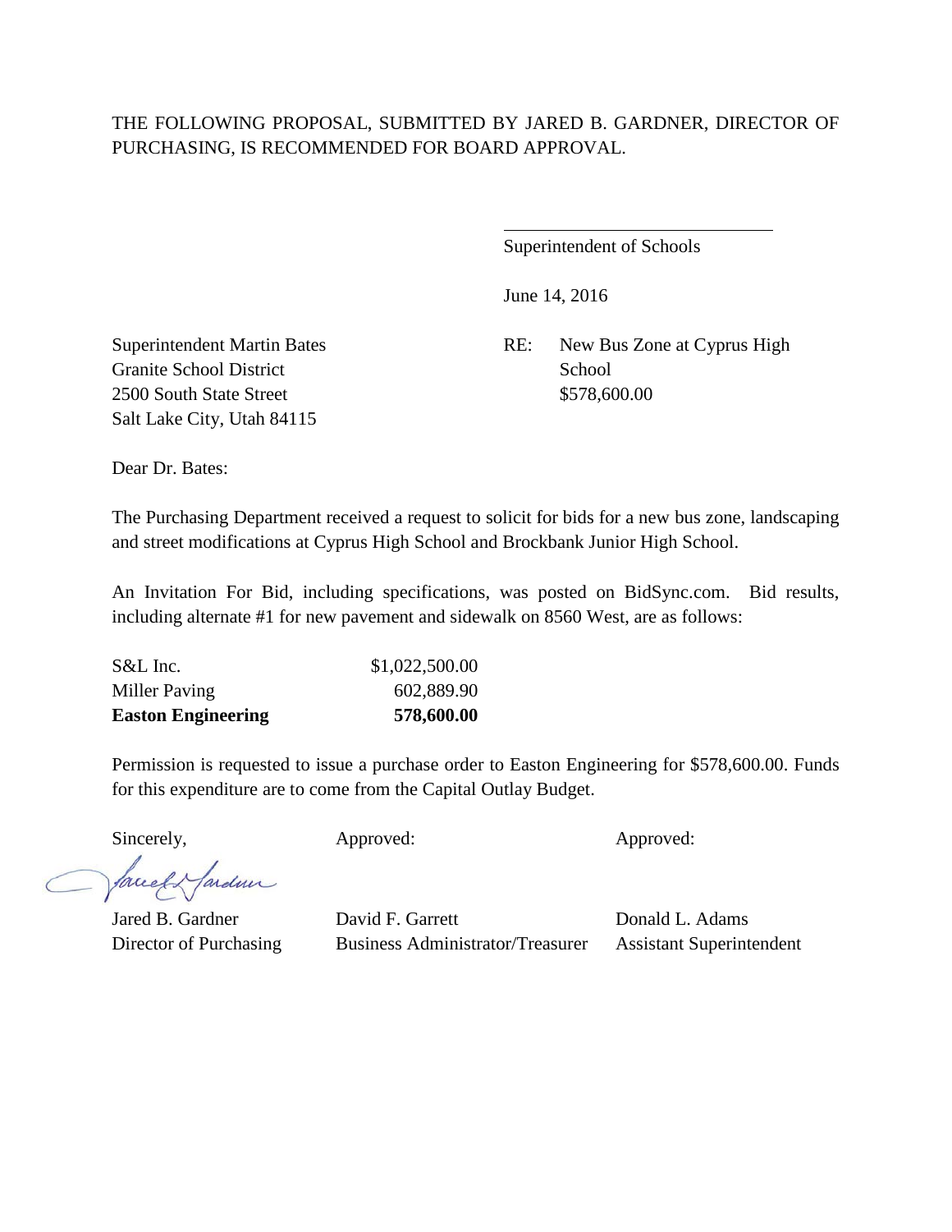THE FOLLOWING PROPOSAL, SUBMITTED BY JARED B. GARDNER, DIRECTOR OF PURCHASING, IS RECOMMENDED FOR BOARD APPROVAL.

Superintendent of Schools

June 14, 2016

Superintendent Martin Bates
Granite School District
2500 South State Street
Salt Lake City, Utah 84115

RE: New Bus Zone at Cyprus High School
$578,600.00

Dear Dr. Bates:

The Purchasing Department received a request to solicit for bids for a new bus zone, landscaping and street modifications at Cyprus High School and Brockbank Junior High School.

An Invitation For Bid, including specifications, was posted on BidSync.com. Bid results, including alternate #1 for new pavement and sidewalk on 8560 West, are as follows:

| | |
|---|---|
| S&L Inc. | $1,022,500.00 |
| Miller Paving | 602,889.90 |
| **Easton Engineering** | **578,600.00** |

Permission is requested to issue a purchase order to Easton Engineering for $578,600.00. Funds for this expenditure are to come from the Capital Outlay Budget.

Sincerely,

Jared B. Gardner
Director of Purchasing

Approved:

David F. Garrett
Business Administrator/Treasurer

Approved:

Donald L. Adams
Assistant Superintendent